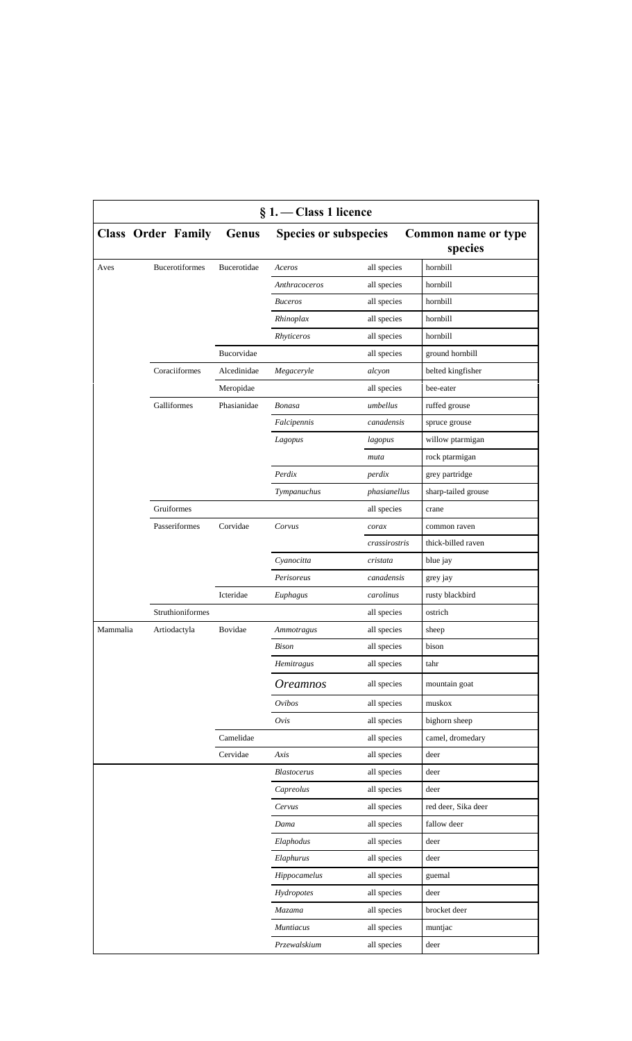## § 1. — Class 1 licence

| Class | Order | Family | Genus | Species or subspecies | Common name or type species |
|---|---|---|---|---|---|
| Aves | Bucerotiformes | Bucerotidae | *Aceros* | all species | hornbill |
| | | | *Anthracoceros* | all species | hornbill |
| | | | *Buceros* | all species | hornbill |
| | | | *Rhinoplax* | all species | hornbill |
| | | | *Rhyticeros* | all species | hornbill |
| | | Bucorvidae | | all species | ground hornbill |
| | Coraciiformes | Alcedinidae | *Megaceryle* | *alcyon* | belted kingfisher |
| | | Meropidae | | all species | bee-eater |
| | Galliformes | Phasianidae | *Bonasa* | *umbellus* | ruffed grouse |
| | | | *Falcipennis* | *canadensis* | spruce grouse |
| | | | *Lagopus* | *lagopus* | willow ptarmigan |
| | | | | *muta* | rock ptarmigan |
| | | | *Perdix* | *perdix* | grey partridge |
| | | | *Tympanuchus* | *phasianellus* | sharp-tailed grouse |
| | Gruiformes | | | all species | crane |
| | Passeriformes | Corvidae | *Corvus* | *corax* | common raven |
| | | | | *crassirostris* | thick-billed raven |
| | | | *Cyanocitta* | *cristata* | blue jay |
| | | | *Perisoreus* | *canadensis* | grey jay |
| | | Icteridae | *Euphagus* | *carolinus* | rusty blackbird |
| | Struthioniformes | | | all species | ostrich |
| Mammalia | Artiodactyla | Bovidae | *Ammotragus* | all species | sheep |
| | | | *Bison* | all species | bison |
| | | | *Hemitragus* | all species | tahr |
| | | | *Oreamnos* | all species | mountain goat |
| | | | *Ovibos* | all species | muskox |
| | | | *Ovis* | all species | bighorn sheep |
| | | Camelidae | | all species | camel, dromedary |
| | | Cervidae | *Axis* | all species | deer |
| | | | *Blastocerus* | all species | deer |
| | | | *Capreolus* | all species | deer |
| | | | *Cervus* | all species | red deer, Sika deer |
| | | | *Dama* | all species | fallow deer |
| | | | *Elaphodus* | all species | deer |
| | | | *Elaphurus* | all species | deer |
| | | | *Hippocamelus* | all species | guemal |
| | | | *Hydropotes* | all species | deer |
| | | | *Mazama* | all species | brocket deer |
| | | | *Muntiacus* | all species | muntjac |
| | | | *Przewalskium* | all species | deer |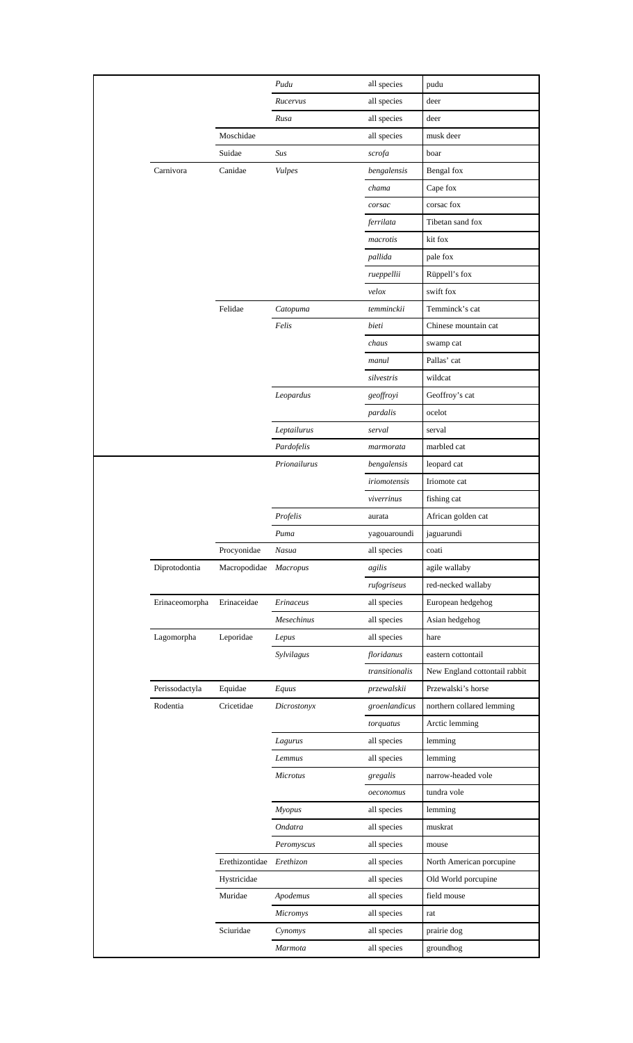| | | | | |
|---|---|---|---|---|
| | | *Pudu* | all species | pudu |
| | | *Rucervus* | all species | deer |
| | | *Rusa* | all species | deer |
| | Moschidae | | all species | musk deer |
| | Suidae | *Sus* | *scrofa* | boar |
| Carnivora | Canidae | *Vulpes* | *bengalensis* | Bengal fox |
| | | | *chama* | Cape fox |
| | | | *corsac* | corsac fox |
| | | | *ferrilata* | Tibetan sand fox |
| | | | *macrotis* | kit fox |
| | | | *pallida* | pale fox |
| | | | *rueppellii* | Rüppell's fox |
| | | | *velox* | swift fox |
| | Felidae | *Catopuma* | *temminckii* | Temminck's cat |
| | | *Felis* | *bieti* | Chinese mountain cat |
| | | | *chaus* | swamp cat |
| | | | *manul* | Pallas' cat |
| | | | *silvestris* | wildcat |
| | | *Leopardus* | *geoffroyi* | Geoffroy's cat |
| | | | *pardalis* | ocelot |
| | | *Leptailurus* | *serval* | serval |
| | | *Pardofelis* | *marmorata* | marbled cat |
| | | *Prionailurus* | *bengalensis* | leopard cat |
| | | | *iriomotensis* | Iriomote cat |
| | | | *viverrinus* | fishing cat |
| | | *Profelis* | aurata | African golden cat |
| | | *Puma* | yagouaroundi | jaguarundi |
| | Procyonidae | *Nasua* | all species | coati |
| Diprotodontia | Macropodidae | *Macropus* | *agilis* | agile wallaby |
| | | | *rufogriseus* | red-necked wallaby |
| Erinaceomorpha | Erinaceidae | *Erinaceus* | all species | European hedgehog |
| | | *Mesechinus* | all species | Asian hedgehog |
| Lagomorpha | Leporidae | *Lepus* | all species | hare |
| | | *Sylvilagus* | *floridanus* | eastern cottontail |
| | | | *transitionalis* | New England cottontail rabbit |
| Perissodactyla | Equidae | *Equus* | *przewalskii* | Przewalski's horse |
| Rodentia | Cricetidae | *Dicrostonyx* | *groenlandicus* | northern collared lemming |
| | | | *torquatus* | Arctic lemming |
| | | *Lagurus* | all species | lemming |
| | | *Lemmus* | all species | lemming |
| | | *Microtus* | *gregalis* | narrow-headed vole |
| | | | *oeconomus* | tundra vole |
| | | *Myopus* | all species | lemming |
| | | *Ondatra* | all species | muskrat |
| | | *Peromyscus* | all species | mouse |
| | Erethizontidae | *Erethizon* | all species | North American porcupine |
| | Hystricidae | | all species | Old World porcupine |
| | Muridae | *Apodemus* | all species | field mouse |
| | | *Micromys* | all species | rat |
| | Sciuridae | *Cynomys* | all species | prairie dog |
| | | *Marmota* | all species | groundhog |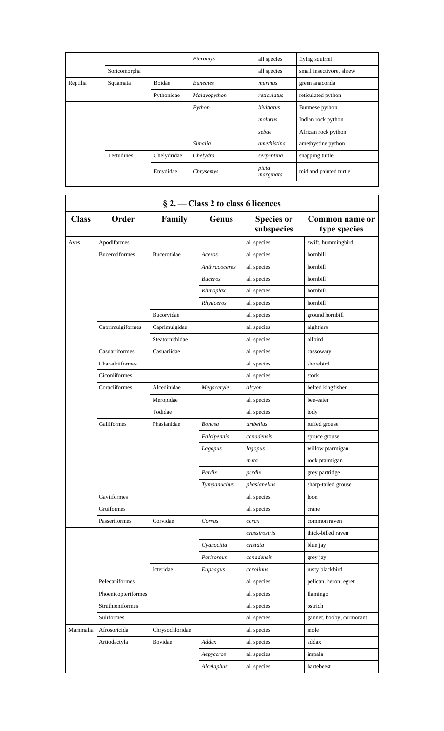| | | | | | |
|---|---|---|---|---|---|
| | | | *Pteromys* | all species | flying squirrel |
| | Soricomorpha | | | all species | small insectivore, shrew |
| Reptilia | Squamata | Boidae | *Eunectes* | *murinus* | green anaconda |
| | | Pythonidae | *Malayopython* | *reticulatus* | reticulated python |
| | | | *Python* | *bivittatus* | Burmese python |
| | | | | *molurus* | Indian rock python |
| | | | | *sebae* | African rock python |
| | | | *Simalia* | *amethistina* | amethystine python |
| | Testudines | Chelydridae | *Chelydra* | *serpentina* | snapping turtle |
| | | Emydidae | *Chrysemys* | *picta marginata* | midland painted turtle |

## § 2. — Class 2 to class 6 licences

| Class | Order | Family | Genus | Species or subspecies | Common name or type species |
|---|---|---|---|---|---|
| Aves | Apodiformes | | | all species | swift, hummingbird |
| | Bucerotiformes | Bucerotidae | *Aceros* | all species | hornbill |
| | | | *Anthracoceros* | all species | hornbill |
| | | | *Buceros* | all species | hornbill |
| | | | *Rhinoplax* | all species | hornbill |
| | | | *Rhyticeros* | all species | hornbill |
| | | Bucorvidae | | all species | ground hornbill |
| | Caprimulgiformes | Caprimulgidae | | all species | nightjars |
| | | Steatornithidae | | all species | oilbird |
| | Casuariiformes | Casuariidae | | all species | cassowary |
| | Charadriiformes | | | all species | shorebird |
| | Ciconiiformes | | | all species | stork |
| | Coraciiformes | Alcedinidae | *Megaceryle* | *alcyon* | belted kingfisher |
| | | Meropidae | | all species | bee-eater |
| | | Todidae | | all species | tody |
| | Galliformes | Phasianidae | *Bonasa* | *umbellus* | ruffed grouse |
| | | | *Falcipennis* | *canadensis* | spruce grouse |
| | | | *Lagopus* | *lagopus* | willow ptarmigan |
| | | | | *muta* | rock ptarmigan |
| | | | *Perdix* | *perdix* | grey partridge |
| | | | *Tympanuchus* | *phasianellus* | sharp-tailed grouse |
| | Gaviiformes | | | all species | loon |
| | Gruiformes | | | all species | crane |
| | Passeriformes | Corvidae | *Corvus* | *corax* | common raven |
| | | | | *crassirostris* | thick-billed raven |
| | | | *Cyanocitta* | *cristata* | blue jay |
| | | | *Perisoreus* | *canadensis* | grey jay |
| | | Icteridae | *Euphagus* | *carolinus* | rusty blackbird |
| | Pelecaniformes | | | all species | pelican, heron, egret |
| | Phoenicopteriformes | | | all species | flamingo |
| | Struthioniformes | | | all species | ostrich |
| | Suliformes | | | all species | gannet, booby, cormorant |
| Mammalia | Afrosoricida | Chrysochloridae | | all species | mole |
| | Artiodactyla | Bovidae | *Addax* | all species | addax |
| | | | *Aepyceros* | all species | impala |
| | | | *Alcelaphus* | all species | hartebeest |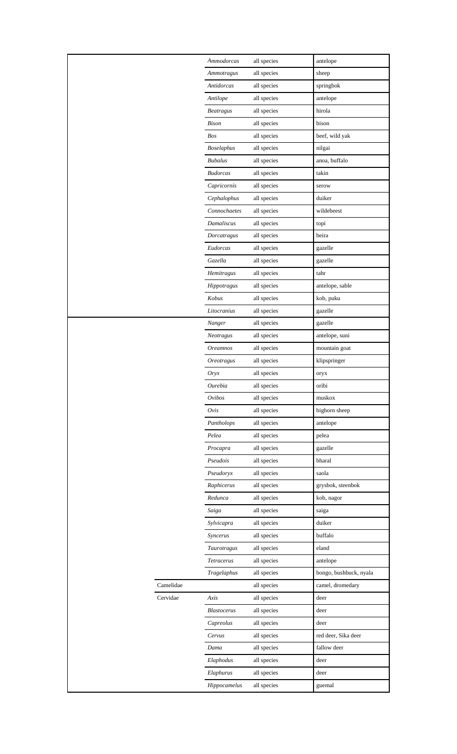| | | | | |
|---|---|---|---|---|
| | | *Ammodorcas* | all species | antelope |
| | | *Ammotragus* | all species | sheep |
| | | *Antidorcas* | all species | springbok |
| | | *Antilope* | all species | antelope |
| | | *Beatragus* | all species | hirola |
| | | *Bison* | all species | bison |
| | | *Bos* | all species | beef, wild yak |
| | | *Boselaphus* | all species | nilgai |
| | | *Bubalus* | all species | anoa, buffalo |
| | | *Budorcas* | all species | takin |
| | | *Capricornis* | all species | serow |
| | | *Cephalophus* | all species | duiker |
| | | *Connochaetes* | all species | wildebeest |
| | | *Damaliscus* | all species | topi |
| | | *Dorcatragus* | all species | beira |
| | | *Eudorcas* | all species | gazelle |
| | | *Gazella* | all species | gazelle |
| | | *Hemitragus* | all species | tahr |
| | | *Hippotragus* | all species | antelope, sable |
| | | *Kobus* | all species | kob, puku |
| | | *Litocranius* | all species | gazelle |
| | | *Nanger* | all species | gazelle |
| | | *Neotragus* | all species | antelope, suni |
| | | *Oreamnos* | all species | mountain goat |
| | | *Oreotragus* | all species | klipspringer |
| | | *Oryx* | all species | oryx |
| | | *Ourebia* | all species | oribi |
| | | *Ovibos* | all species | muskox |
| | | *Ovis* | all species | bighorn sheep |
| | | *Pantholops* | all species | antelope |
| | | *Pelea* | all species | pelea |
| | | *Procapra* | all species | gazelle |
| | | *Pseudois* | all species | bharal |
| | | *Pseudoryx* | all species | saola |
| | | *Raphicerus* | all species | grysbok, steenbok |
| | | *Redunca* | all species | kob, nagor |
| | | *Saiga* | all species | saiga |
| | | *Sylvicapra* | all species | duiker |
| | | *Syncerus* | all species | buffalo |
| | | *Taurotragus* | all species | eland |
| | | *Tetracerus* | all species | antelope |
| | | *Tragelaphus* | all species | bongo, bushbuck, nyala |
| | Camelidae | | all species | camel, dromedary |
| | Cervidae | *Axis* | all species | deer |
| | | *Blastocerus* | all species | deer |
| | | *Capreolus* | all species | deer |
| | | *Cervus* | all species | red deer, Sika deer |
| | | *Dama* | all species | fallow deer |
| | | *Elaphodus* | all species | deer |
| | | *Elaphurus* | all species | deer |
| | | *Hippocamelus* | all species | guemal |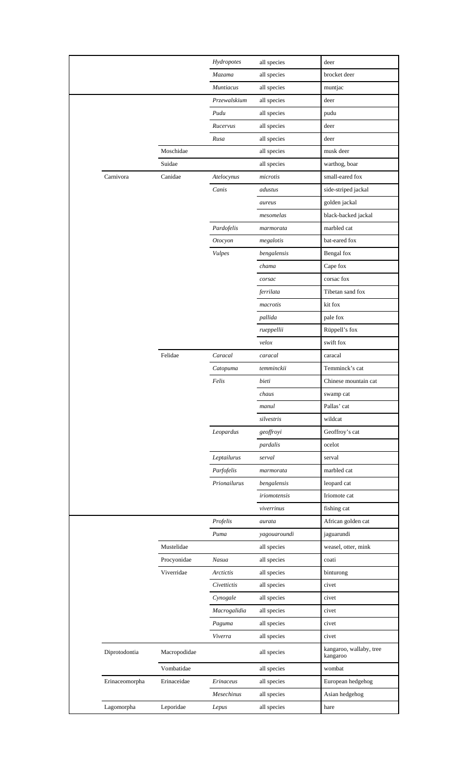| | | | | |
|---|---|---|---|---|
| | | *Hydropotes* | all species | deer |
| | | *Mazama* | all species | brocket deer |
| | | *Muntiacus* | all species | muntjac |
| | | *Przewalskium* | all species | deer |
| | | *Pudu* | all species | pudu |
| | | *Rucervus* | all species | deer |
| | | *Rusa* | all species | deer |
| | Moschidae | | all species | musk deer |
| | Suidae | | all species | warthog, boar |
| Carnivora | Canidae | *Atelocynus* | *microtis* | small-eared fox |
| | | *Canis* | *adustus* | side-striped jackal |
| | | | *aureus* | golden jackal |
| | | | *mesomelas* | black-backed jackal |
| | | *Pardofelis* | *marmorata* | marbled cat |
| | | *Otocyon* | *megalotis* | bat-eared fox |
| | | *Vulpes* | *bengalensis* | Bengal fox |
| | | | *chama* | Cape fox |
| | | | *corsac* | corsac fox |
| | | | *ferrilata* | Tibetan sand fox |
| | | | *macrotis* | kit fox |
| | | | *pallida* | pale fox |
| | | | *rueppellii* | Rüppell's fox |
| | | | *velox* | swift fox |
| | Felidae | *Caracal* | *caracal* | caracal |
| | | *Catopuma* | *temminckii* | Temminck's cat |
| | | *Felis* | *bieti* | Chinese mountain cat |
| | | | *chaus* | swamp cat |
| | | | *manul* | Pallas' cat |
| | | | *silvestris* | wildcat |
| | | *Leopardus* | *geoffroyi* | Geoffroy's cat |
| | | | *pardalis* | ocelot |
| | | *Leptailurus* | *serval* | serval |
| | | *Parfofelis* | *marmorata* | marbled cat |
| | | *Prionailurus* | *bengalensis* | leopard cat |
| | | | *iriomotensis* | Iriomote cat |
| | | | *viverrinus* | fishing cat |
| | | *Profelis* | *aurata* | African golden cat |
| | | *Puma* | *yagouaroundi* | jaguarundi |
| | Mustelidae | | all species | weasel, otter, mink |
| | Procyonidae | *Nasua* | all species | coati |
| | Viverridae | *Arctictis* | all species | binturong |
| | | *Civettictis* | all species | civet |
| | | *Cynogale* | all species | civet |
| | | *Macrogalidia* | all species | civet |
| | | *Paguma* | all species | civet |
| | | *Viverra* | all species | civet |
| Diprotodontia | Macropodidae | | all species | kangaroo, wallaby, tree kangaroo |
| | Vombatidae | | all species | wombat |
| Erinaceomorpha | Erinaceidae | *Erinaceus* | all species | European hedgehog |
| | | *Mesechinus* | all species | Asian hedgehog |
| Lagomorpha | Leporidae | *Lepus* | all species | hare |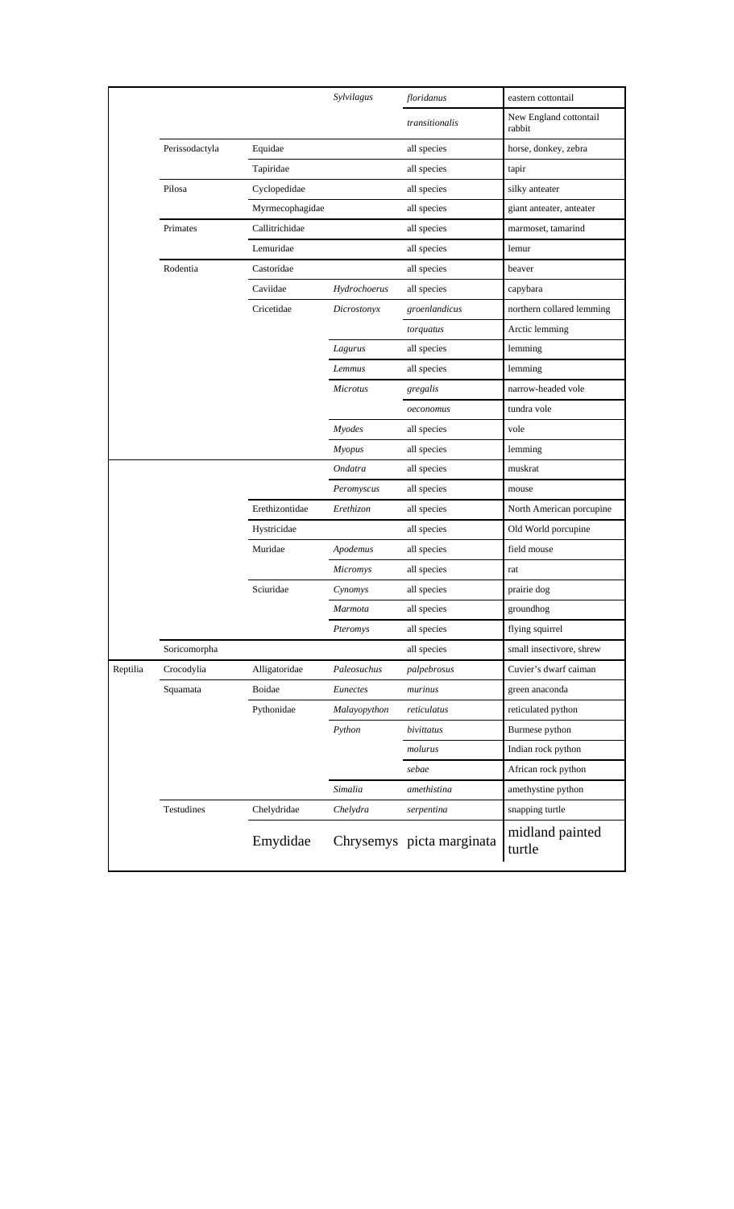| | | | | | |
|---|---|---|---|---|---|
| | | | *Sylvilagus* | *floridanus* | eastern cottontail |
| | | | | *transitionalis* | New England cottontail rabbit |
| | Perissodactyla | Equidae | | all species | horse, donkey, zebra |
| | | Tapiridae | | all species | tapir |
| | Pilosa | Cyclopedidae | | all species | silky anteater |
| | | Myrmecophagidae | | all species | giant anteater, anteater |
| | Primates | Callitrichidae | | all species | marmoset, tamarind |
| | | Lemuridae | | all species | lemur |
| | Rodentia | Castoridae | | all species | beaver |
| | | Caviidae | *Hydrochoerus* | all species | capybara |
| | | Cricetidae | *Dicrostonyx* | *groenlandicus* | northern collared lemming |
| | | | | *torquatus* | Arctic lemming |
| | | | *Lagurus* | all species | lemming |
| | | | *Lemmus* | all species | lemming |
| | | | *Microtus* | *gregalis* | narrow-headed vole |
| | | | | *oeconomus* | tundra vole |
| | | | *Myodes* | all species | vole |
| | | | *Myopus* | all species | lemming |
| | | | *Ondatra* | all species | muskrat |
| | | | *Peromyscus* | all species | mouse |
| | | Erethizontidae | *Erethizon* | all species | North American porcupine |
| | | Hystricidae | | all species | Old World porcupine |
| | | Muridae | *Apodemus* | all species | field mouse |
| | | | *Micromys* | all species | rat |
| | | Sciuridae | *Cynomys* | all species | prairie dog |
| | | | *Marmota* | all species | groundhog |
| | | | *Pteromys* | all species | flying squirrel |
| | Soricomorpha | | | all species | small insectivore, shrew |
| Reptilia | Crocodylia | Alligatoridae | *Paleosuchus* | *palpebrosus* | Cuvier's dwarf caiman |
| | Squamata | Boidae | *Eunectes* | *murinus* | green anaconda |
| | | Pythonidae | *Malayopython* | *reticulatus* | reticulated python |
| | | | *Python* | *bivittatus* | Burmese python |
| | | | | *molurus* | Indian rock python |
| | | | | *sebae* | African rock python |
| | | | *Simalia* | *amethistina* | amethystine python |
| | Testudines | Chelydridae | *Chelydra* | *serpentina* | snapping turtle |
| | | Emydidae | Chrysemys | picta marginata | midland painted turtle |